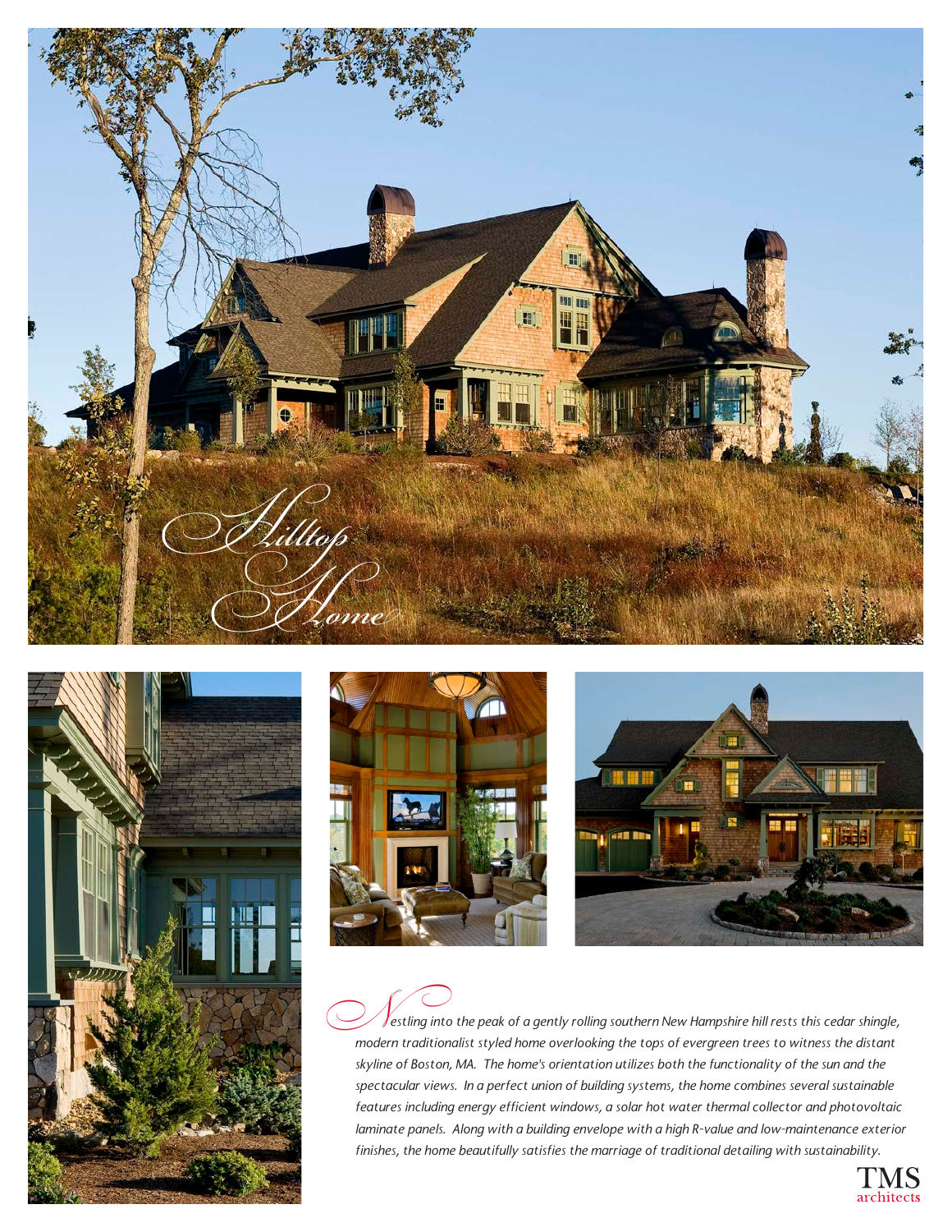# Hilltop Home

*Nestling into the peak of a gently rolling southern New Hampshire hill rests this cedar shingle, modern traditionalist styled home overlooking the tops of evergreen trees to witness the distant skyline of Boston, MA. The home's orientation utilizes both the functionality of the sun and the spectacular views. In a perfect union of building systems, the home combines several sustainable features including energy efficient windows, a solar hot water thermal collector and photovoltaic laminate panels. Along with a building envelope with a high R-value and low-maintenance exterior finishes, the home beautifully satisfies the marriage of traditional detailing with sustainability.*

TMS architects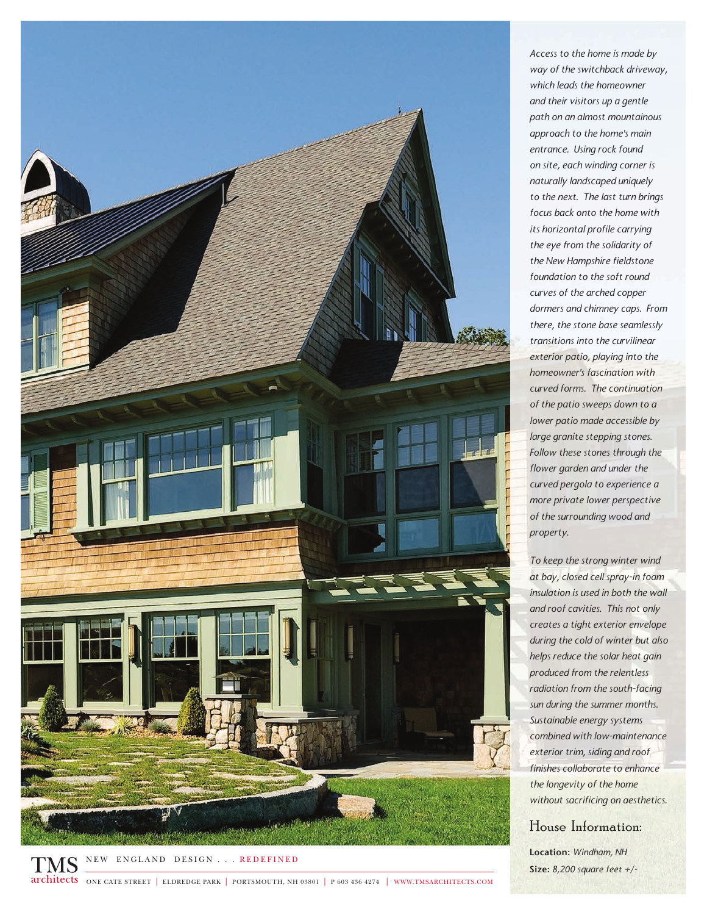*Access to the home is made by way of the switchback driveway, which leads the homeowner and their visitors up a gentle path on an almost mountainous approach to the home's main entrance. Using rock found on site, each winding corner is naturally landscaped uniquely to the next. The last turn brings focus back onto the home with its horizontal profile carrying the eye from the solidarity of the New Hampshire fieldstone foundation to the soft round curves of the arched copper dormers and chimney caps. From there, the stone base seamlessly transitions into the curvilinear exterior patio, playing into the homeowner's fascination with curved forms. The continuation of the patio sweeps down to a lower patio made accessible by large granite stepping stones. Follow these stones through the flower garden and under the curved pergola to experience a more private lower perspective of the surrounding wood and property.*

*To keep the strong winter wind at bay, closed cell spray-in foam insulation is used in both the wall and roof cavities. This not only creates a tight exterior envelope during the cold of winter but also helps reduce the solar heat gain produced from the relentless radiation from the south-facing sun during the summer months. Sustainable energy systems combined with low-maintenance exterior trim, siding and roof finishes collaborate to enhance the longevity of the home without sacrificing on aesthetics.*

## House Information:

**Location:** *Windham, NH*

**Size:** *8,200 square feet +/-*

TMS architects NEW ENGLAND DESIGN . . . REDEFINED

ONE CATE STREET | ELDREDGE PARK | PORTSMOUTH, NH 03801 | P 603 436 4274 | WWW.TMSARCHITECTS.COM